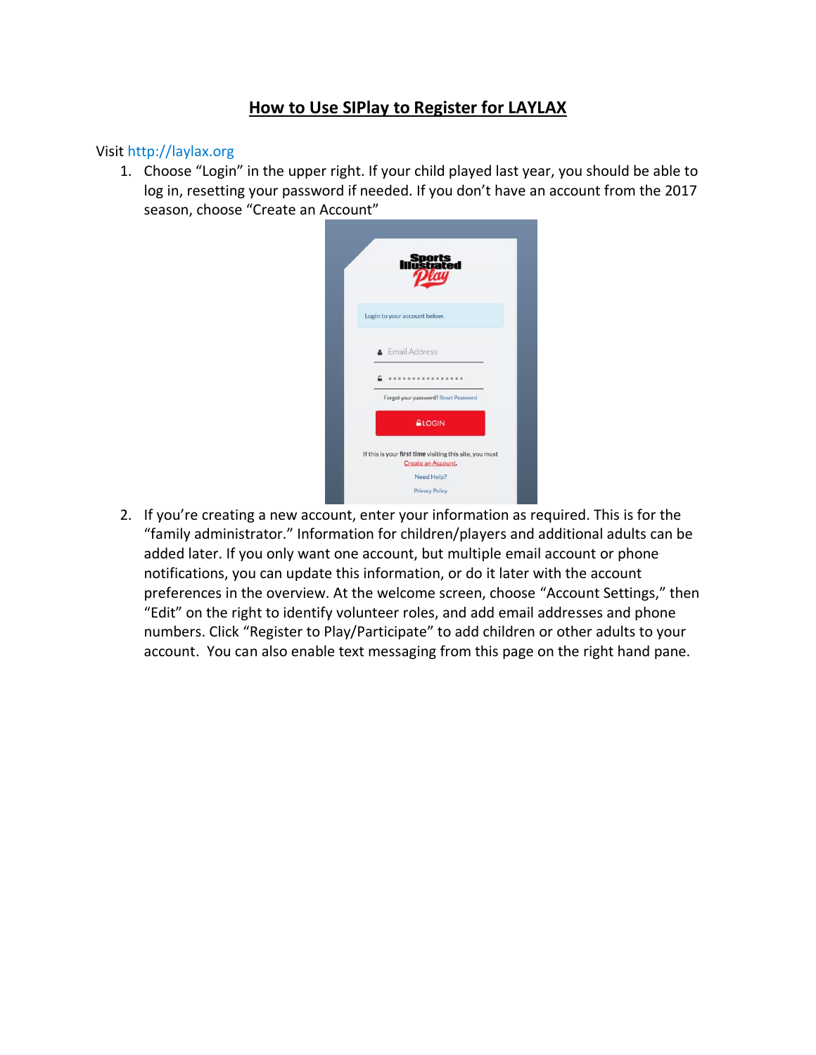# How to Use SIPlay to Register for LAYLAX

Visit http://laylax.org

1. Choose "Login" in the upper right. If your child played last year, you should be able to log in, resetting your password if needed. If you don't have an account from the 2017 season, choose "Create an Account"

2. If you're creating a new account, enter your information as required. This is for the "family administrator." Information for children/players and additional adults can be added later. If you only want one account, but multiple email account or phone notifications, you can update this information, or do it later with the account preferences in the overview. At the welcome screen, choose "Account Settings," then "Edit" on the right to identify volunteer roles, and add email addresses and phone numbers. Click "Register to Play/Participate" to add children or other adults to your account. You can also enable text messaging from this page on the right hand pane.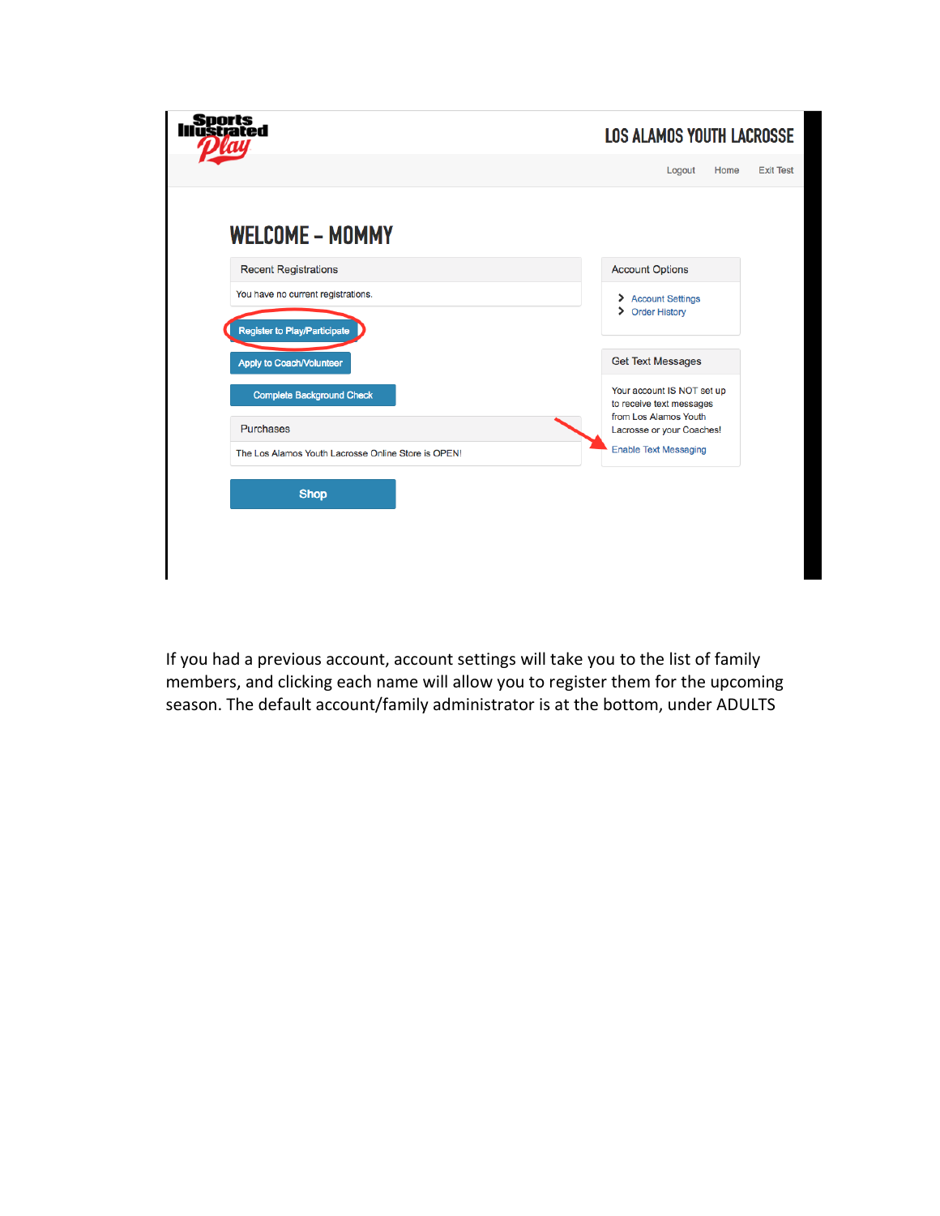LOS ALAMOS YOUTH LACROSSE

Logout Home Exit Test

# WELCOME – MOMMY

**Recent Registrations**

You have no current registrations.

Register to Play/Participate

Apply to Coach/Volunteer

Complete Background Check

**Purchases**

The Los Alamos Youth Lacrosse Online Store is OPEN!

Shop

**Account Options**

- Account Settings
- Order History

**Get Text Messages**

Your account IS NOT set up to receive text messages from Los Alamos Youth Lacrosse or your Coaches!

Enable Text Messaging

If you had a previous account, account settings will take you to the list of family members, and clicking each name will allow you to register them for the upcoming season. The default account/family administrator is at the bottom, under ADULTS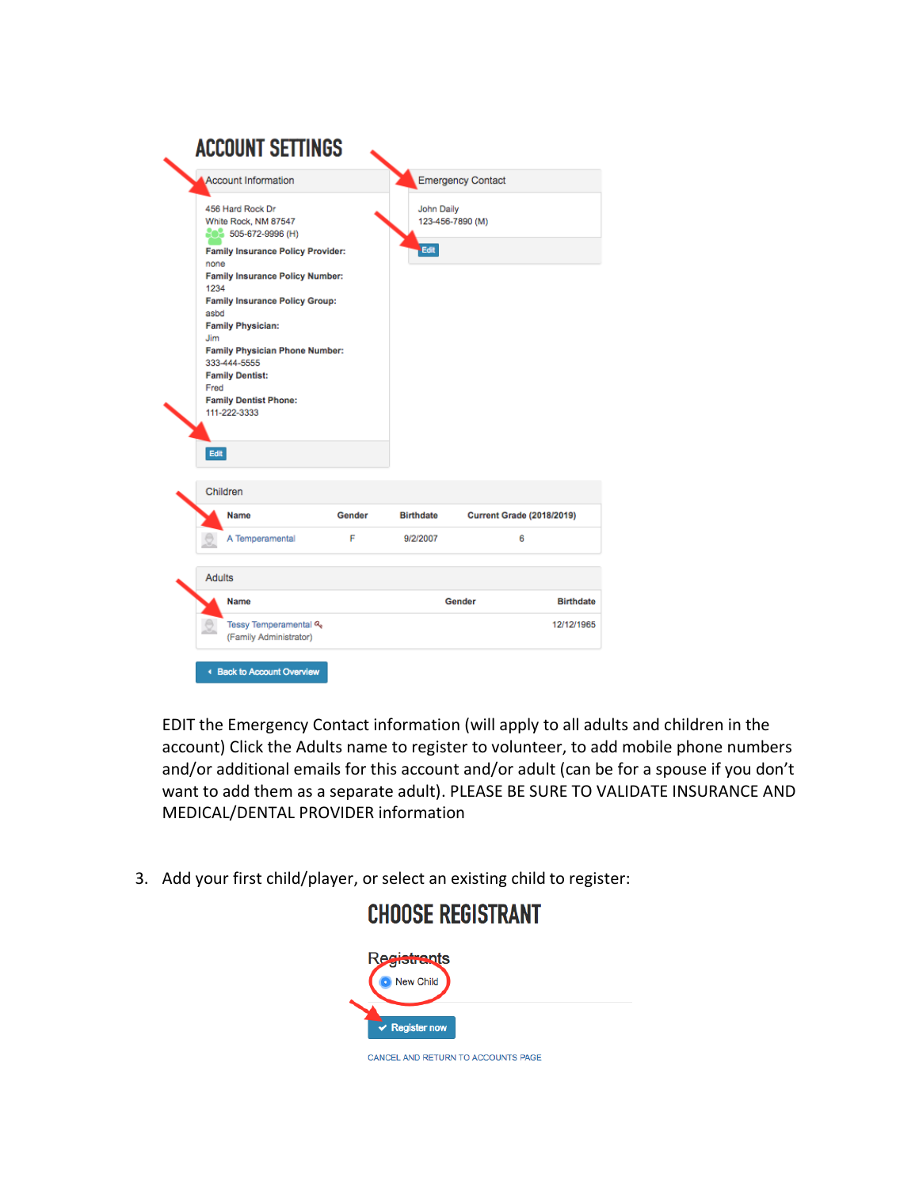# ACCOUNT SETTINGS

**Account Information**

456 Hard Rock Dr
White Rock, NM 87547
505-672-9996 (H)
**Family Insurance Policy Provider:**
none
**Family Insurance Policy Number:**
1234
**Family Insurance Policy Group:**
asbd
**Family Physician:**
Jim
**Family Physician Phone Number:**
333-444-5555
**Family Dentist:**
Fred
**Family Dentist Phone:**
111-222-3333

Edit

**Emergency Contact**

John Daily
123-456-7890 (M)

Edit

**Children**

| Name | Gender | Birthdate | Current Grade (2018/2019) |
|---|---|---|---|
| A Temperamental | F | 9/2/2007 | 6 |

**Adults**

| Name | Gender | Birthdate |
|---|---|---|
| Tessy Temperamental (Family Administrator) | | 12/12/1965 |

Back to Account Overview

EDIT the Emergency Contact information (will apply to all adults and children in the account) Click the Adults name to register to volunteer, to add mobile phone numbers and/or additional emails for this account and/or adult (can be for a spouse if you don't want to add them as a separate adult). PLEASE BE SURE TO VALIDATE INSURANCE AND MEDICAL/DENTAL PROVIDER information

3. Add your first child/player, or select an existing child to register:

# CHOOSE REGISTRANT

**Registrants**

New Child

Register now

CANCEL AND RETURN TO ACCOUNTS PAGE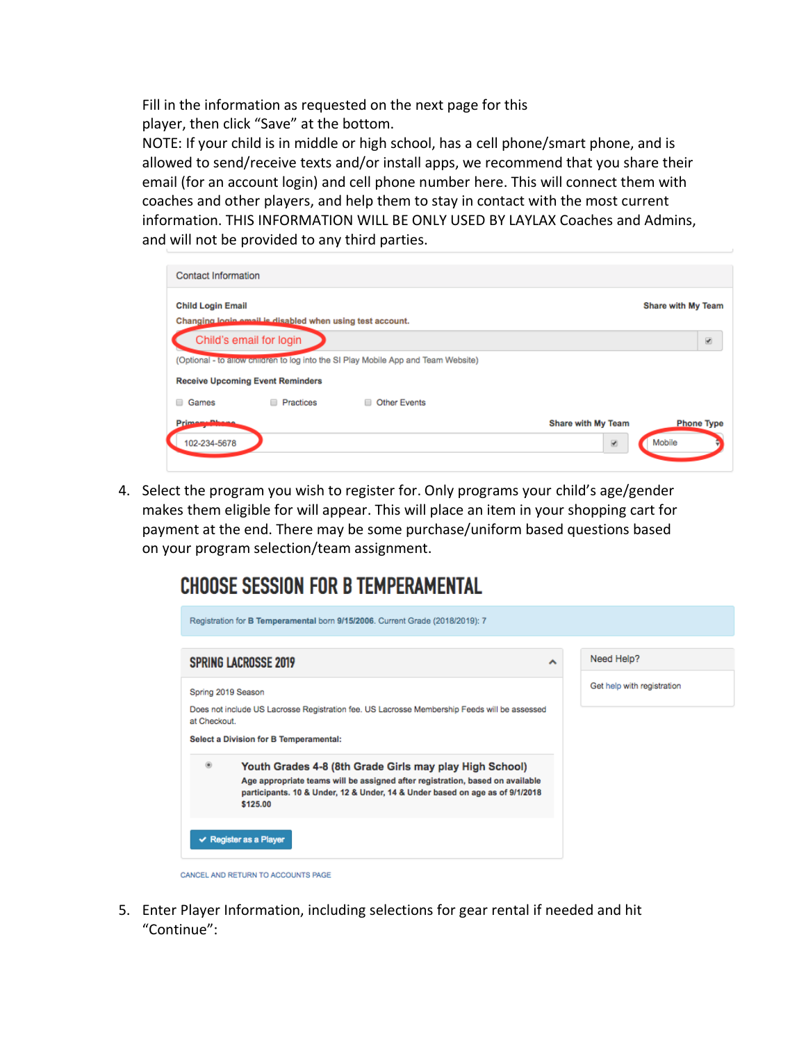Fill in the information as requested on the next page for this player, then click "Save" at the bottom.
NOTE: If your child is in middle or high school, has a cell phone/smart phone, and is allowed to send/receive texts and/or install apps, we recommend that you share their email (for an account login) and cell phone number here. This will connect them with coaches and other players, and help them to stay in contact with the most current information. THIS INFORMATION WILL BE ONLY USED BY LAYLAX Coaches and Admins, and will not be provided to any third parties.

Contact Information

Child Login Email — Share with My Team

Changing login email is disabled when using test account.

Child's email for login

(Optional - to allow children to log into the SI Play Mobile App and Team Website)

Receive Upcoming Event Reminders

- Games
- Practices
- Other Events

Primary Phone — Share with My Team — Phone Type

102-234-5678 — Mobile

4. Select the program you wish to register for. Only programs your child's age/gender makes them eligible for will appear. This will place an item in your shopping cart for payment at the end. There may be some purchase/uniform based questions based on your program selection/team assignment.

CHOOSE SESSION FOR B TEMPERAMENTAL

Registration for **B Temperamental** born **9/15/2006**. Current Grade (2018/2019): 7

SPRING LACROSSE 2019

Spring 2019 Season

Does not include US Lacrosse Registration fee. US Lacrosse Membership Feeds will be assessed at Checkout.

**Select a Division for B Temperamental:**

**Youth Grades 4-8 (8th Grade Girls may play High School)**
**Age appropriate teams will be assigned after registration, based on available participants. 10 & Under, 12 & Under, 14 & Under based on age as of 9/1/2018**
**$125.00**

Register as a Player

Need Help?

Get help with registration

CANCEL AND RETURN TO ACCOUNTS PAGE

5. Enter Player Information, including selections for gear rental if needed and hit "Continue":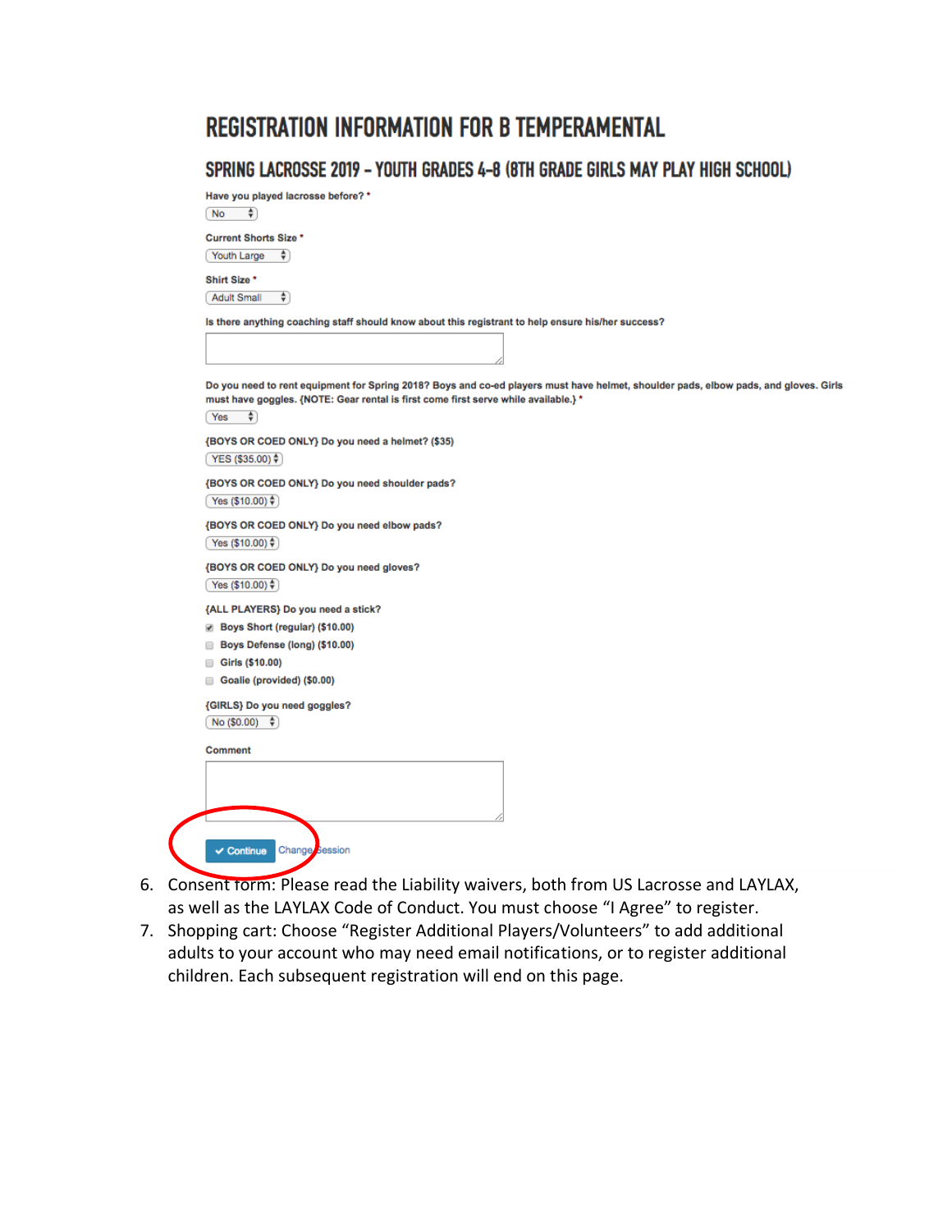## REGISTRATION INFORMATION FOR B TEMPERAMENTAL

### SPRING LACROSSE 2019 – YOUTH GRADES 4-8 (8TH GRADE GIRLS MAY PLAY HIGH SCHOOL)

Have you played lacrosse before? *

No

Current Shorts Size *

Youth Large

Shirt Size *

Adult Small

Is there anything coaching staff should know about this registrant to help ensure his/her success?

Do you need to rent equipment for Spring 2018? Boys and co-ed players must have helmet, shoulder pads, elbow pads, and gloves. Girls must have goggles. {NOTE: Gear rental is first come first serve while available.} *

Yes

{BOYS OR COED ONLY} Do you need a helmet? ($35)

YES ($35.00)

{BOYS OR COED ONLY} Do you need shoulder pads?

Yes ($10.00)

{BOYS OR COED ONLY} Do you need elbow pads?

Yes ($10.00)

{BOYS OR COED ONLY} Do you need gloves?

Yes ($10.00)

{ALL PLAYERS} Do you need a stick?

- [x] Boys Short (regular) ($10.00)
- [ ] Boys Defense (long) ($10.00)
- [ ] Girls ($10.00)
- [ ] Goalie (provided) ($0.00)

{GIRLS} Do you need goggles?

No ($0.00)

Comment

Continue Change Session

6. Consent form: Please read the Liability waivers, both from US Lacrosse and LAYLAX, as well as the LAYLAX Code of Conduct. You must choose "I Agree" to register.
7. Shopping cart: Choose "Register Additional Players/Volunteers" to add additional adults to your account who may need email notifications, or to register additional children. Each subsequent registration will end on this page.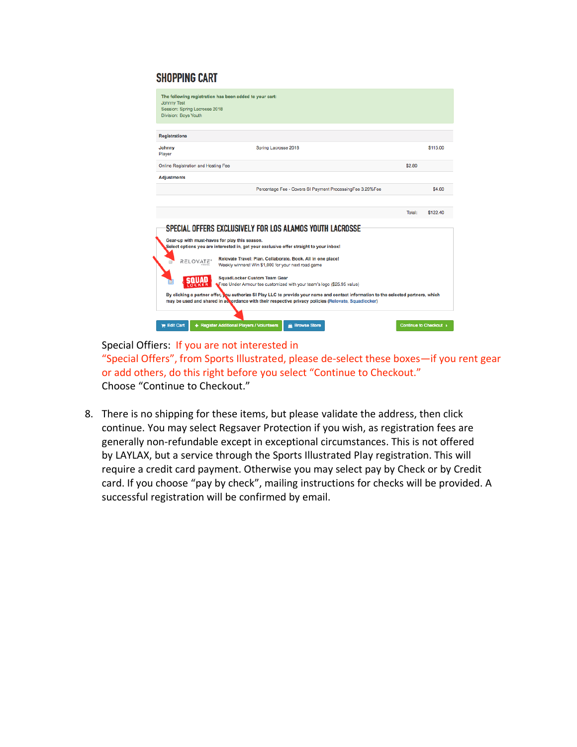## SHOPPING CART

The following registration has been added to your cart:
Johnny Test
Session: Spring Lacrosse 2018
Division: Boys Youth

| Registrations | | | |
| --- | --- | --- | --- |
| Johnny Player | Spring Lacrosse 2018 | | $115.00 |
| Online Registration and Hosting Fee | | $2.80 | |
| **Adjustments** | | | |
| | Percentage Fee - Covers SI Payment ProcessingFee 3.29%Fee | | $4.60 |
| | | Total: | $122.40 |

### SPECIAL OFFERS EXCLUSIVELY FOR LOS ALAMOS YOUTH LACROSSE

Gear-up with must-haves for play this season.
Select options you are interested in, get your exclusive offer straight to your inbox!

RELOVATE — Relovate Travel: Plan. Collaborate. Book. All in one place! Weekly winners! Win $1,000 for your next road game

SQUAD LOCKER — SquadLocker Custom Team Gear. Free Under Armour tee customized with your team's logo ($25.95 value)

By clicking a partner offer, you authorize SI Play LLC to provide your name and contact information to the selected partners, which may be used and shared in accordance with their respective privacy policies (Relovate, Squadlocker)

Edit Cart | Register Additional Players / Volunteers | Browse Store | Continue to Checkout

Special Offers: If you are not interested in "Special Offers", from Sports Illustrated, please de-select these boxes—if you rent gear or add others, do this right before you select "Continue to Checkout."
Choose "Continue to Checkout."

8. There is no shipping for these items, but please validate the address, then click continue. You may select Regsaver Protection if you wish, as registration fees are generally non-refundable except in exceptional circumstances. This is not offered by LAYLAX, but a service through the Sports Illustrated Play registration. This will require a credit card payment. Otherwise you may select pay by Check or by Credit card. If you choose "pay by check", mailing instructions for checks will be provided. A successful registration will be confirmed by email.